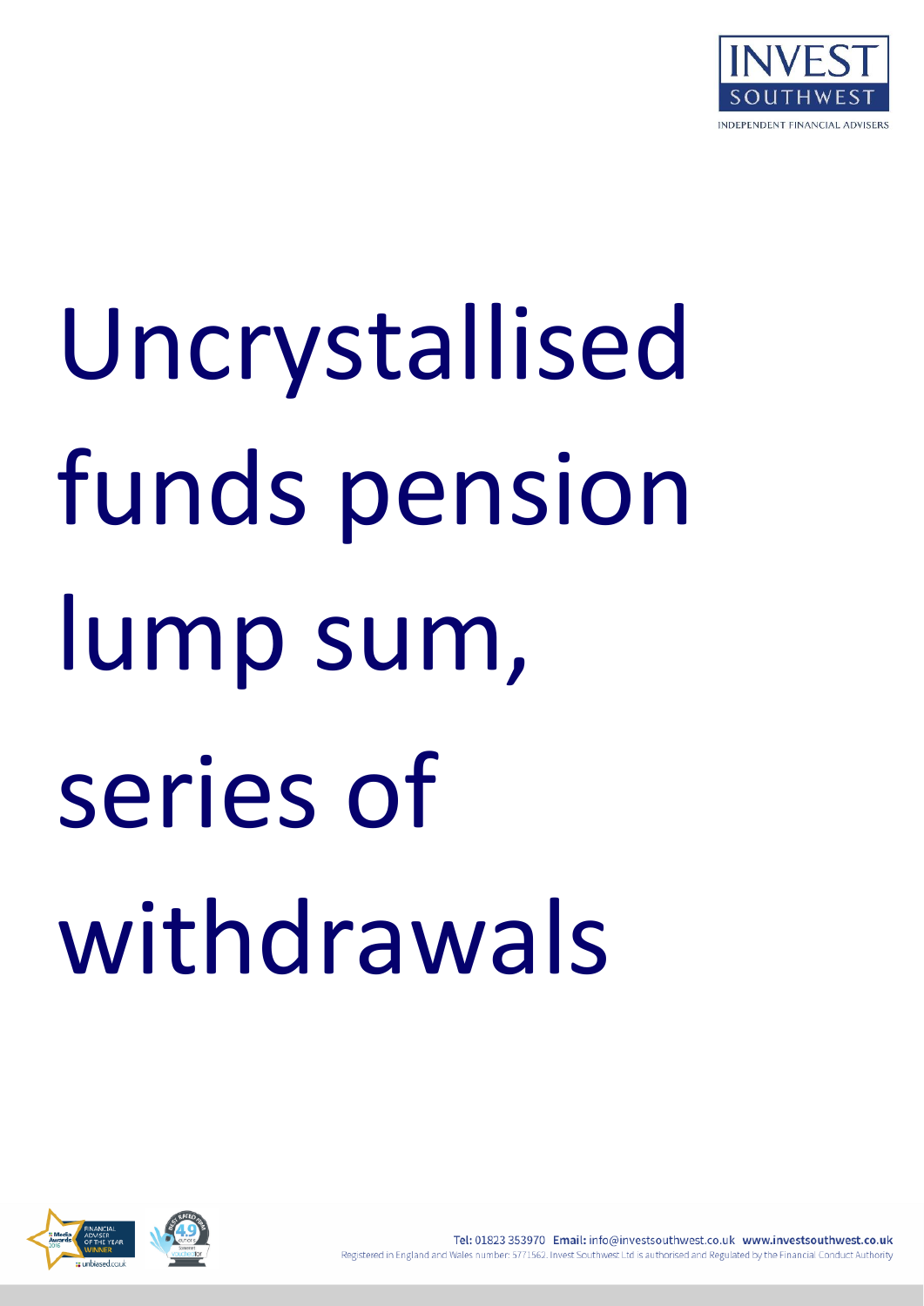# Uncrystallised funds pension lump sum, series of withdrawals

Tel: 01823 353970 Email: info@investsouthwest.co.uk www.investsouthwest.co.uk

Registered in England and Wales number: 5771562. Invest Southwest Ltd is authorised and Regulated by the Financial Conduct Authority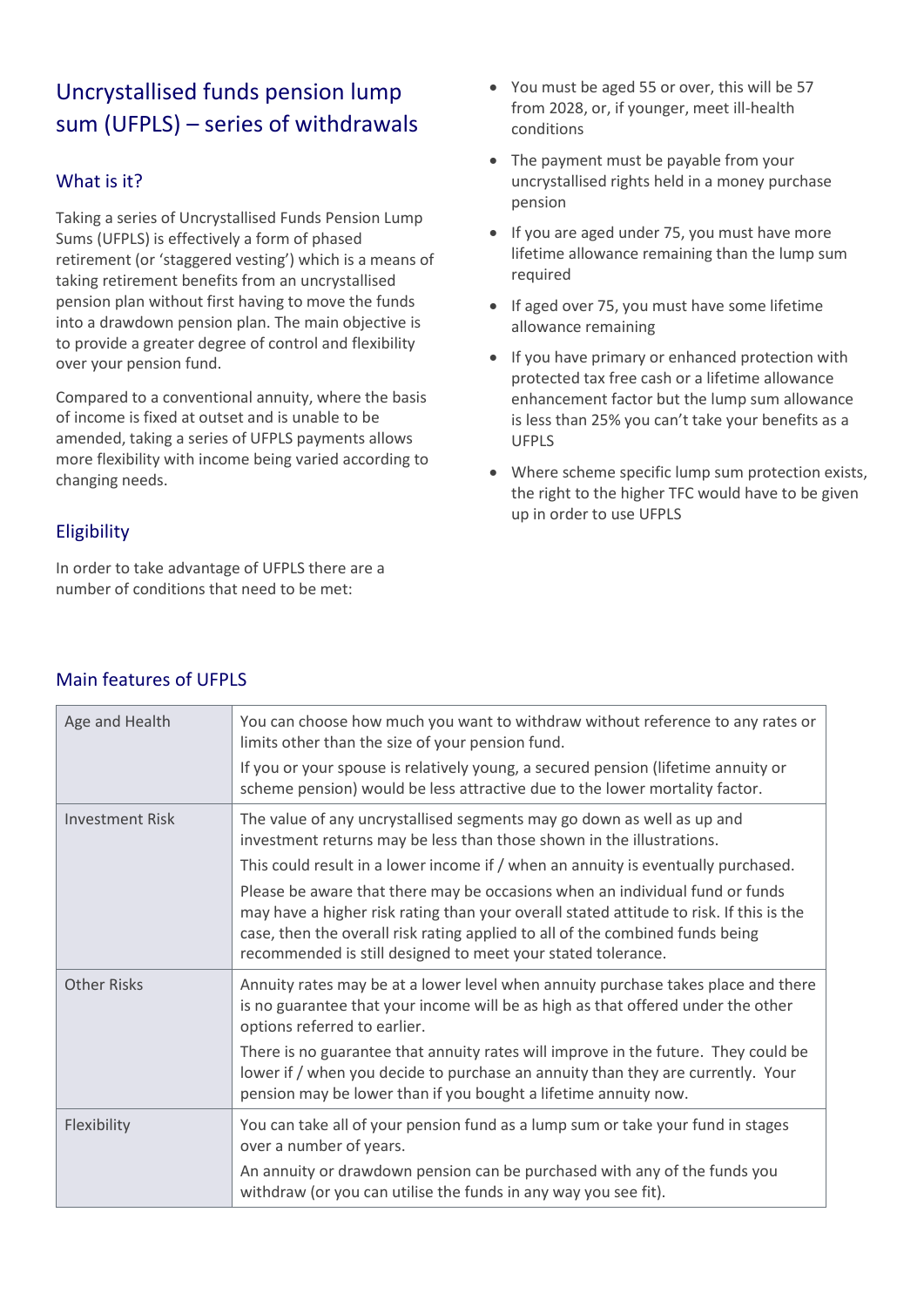## Uncrystallised funds pension lump sum (UFPLS) – series of withdrawals

### What is it?

Taking a series of Uncrystallised Funds Pension Lump Sums (UFPLS) is effectively a form of phased retirement (or 'staggered vesting') which is a means of taking retirement benefits from an uncrystallised pension plan without first having to move the funds into a drawdown pension plan. The main objective is to provide a greater degree of control and flexibility over your pension fund.

Compared to a conventional annuity, where the basis of income is fixed at outset and is unable to be amended, taking a series of UFPLS payments allows more flexibility with income being varied according to changing needs.

### Eligibility

In order to take advantage of UFPLS there are a number of conditions that need to be met:

- You must be aged 55 or over, this will be 57 from 2028, or, if younger, meet ill-health conditions
- The payment must be payable from your uncrystallised rights held in a money purchase pension
- If you are aged under 75, you must have more lifetime allowance remaining than the lump sum required
- If aged over 75, you must have some lifetime allowance remaining
- If you have primary or enhanced protection with protected tax free cash or a lifetime allowance enhancement factor but the lump sum allowance is less than 25% you can't take your benefits as a UFPLS
- Where scheme specific lump sum protection exists, the right to the higher TFC would have to be given up in order to use UFPLS

### Main features of UFPLS

| | |
|---|---|
| Age and Health | You can choose how much you want to withdraw without reference to any rates or limits other than the size of your pension fund.<br>If you or your spouse is relatively young, a secured pension (lifetime annuity or scheme pension) would be less attractive due to the lower mortality factor. |
| Investment Risk | The value of any uncrystallised segments may go down as well as up and investment returns may be less than those shown in the illustrations.<br>This could result in a lower income if / when an annuity is eventually purchased.<br>Please be aware that there may be occasions when an individual fund or funds may have a higher risk rating than your overall stated attitude to risk. If this is the case, then the overall risk rating applied to all of the combined funds being recommended is still designed to meet your stated tolerance. |
| Other Risks | Annuity rates may be at a lower level when annuity purchase takes place and there is no guarantee that your income will be as high as that offered under the other options referred to earlier.<br>There is no guarantee that annuity rates will improve in the future. They could be lower if / when you decide to purchase an annuity than they are currently. Your pension may be lower than if you bought a lifetime annuity now. |
| Flexibility | You can take all of your pension fund as a lump sum or take your fund in stages over a number of years.<br>An annuity or drawdown pension can be purchased with any of the funds you withdraw (or you can utilise the funds in any way you see fit). |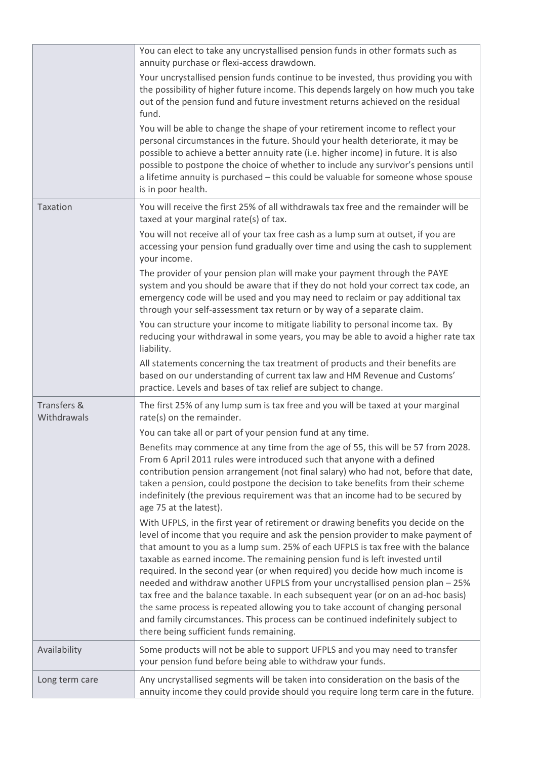| | |
|---|---|
| | You can elect to take any uncrystallised pension funds in other formats such as annuity purchase or flexi-access drawdown.<br><br>Your uncrystallised pension funds continue to be invested, thus providing you with the possibility of higher future income. This depends largely on how much you take out of the pension fund and future investment returns achieved on the residual fund.<br><br>You will be able to change the shape of your retirement income to reflect your personal circumstances in the future. Should your health deteriorate, it may be possible to achieve a better annuity rate (i.e. higher income) in future. It is also possible to postpone the choice of whether to include any survivor's pensions until a lifetime annuity is purchased – this could be valuable for someone whose spouse is in poor health. |
| Taxation | You will receive the first 25% of all withdrawals tax free and the remainder will be taxed at your marginal rate(s) of tax.<br><br>You will not receive all of your tax free cash as a lump sum at outset, if you are accessing your pension fund gradually over time and using the cash to supplement your income.<br><br>The provider of your pension plan will make your payment through the PAYE system and you should be aware that if they do not hold your correct tax code, an emergency code will be used and you may need to reclaim or pay additional tax through your self-assessment tax return or by way of a separate claim.<br><br>You can structure your income to mitigate liability to personal income tax. By reducing your withdrawal in some years, you may be able to avoid a higher rate tax liability.<br><br>All statements concerning the tax treatment of products and their benefits are based on our understanding of current tax law and HM Revenue and Customs' practice. Levels and bases of tax relief are subject to change. |
| Transfers & Withdrawals | The first 25% of any lump sum is tax free and you will be taxed at your marginal rate(s) on the remainder.<br><br>You can take all or part of your pension fund at any time.<br><br>Benefits may commence at any time from the age of 55, this will be 57 from 2028. From 6 April 2011 rules were introduced such that anyone with a defined contribution pension arrangement (not final salary) who had not, before that date, taken a pension, could postpone the decision to take benefits from their scheme indefinitely (the previous requirement was that an income had to be secured by age 75 at the latest).<br><br>With UFPLS, in the first year of retirement or drawing benefits you decide on the level of income that you require and ask the pension provider to make payment of that amount to you as a lump sum. 25% of each UFPLS is tax free with the balance taxable as earned income. The remaining pension fund is left invested until required. In the second year (or when required) you decide how much income is needed and withdraw another UFPLS from your uncrystallised pension plan – 25% tax free and the balance taxable. In each subsequent year (or on an ad-hoc basis) the same process is repeated allowing you to take account of changing personal and family circumstances. This process can be continued indefinitely subject to there being sufficient funds remaining. |
| Availability | Some products will not be able to support UFPLS and you may need to transfer your pension fund before being able to withdraw your funds. |
| Long term care | Any uncrystallised segments will be taken into consideration on the basis of the annuity income they could provide should you require long term care in the future. |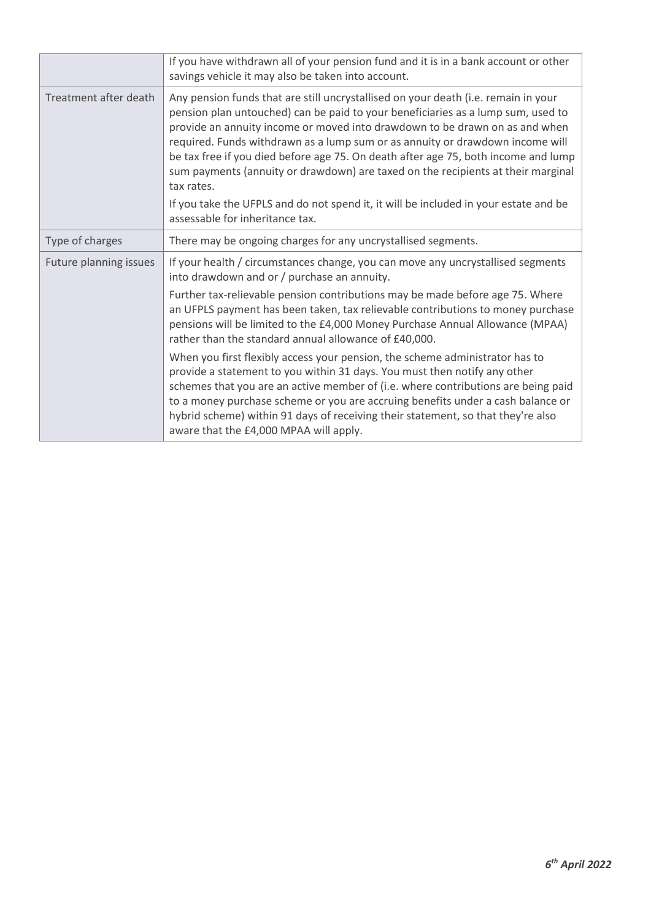| | |
|---|---|
| | If you have withdrawn all of your pension fund and it is in a bank account or other savings vehicle it may also be taken into account. |
| Treatment after death | Any pension funds that are still uncrystallised on your death (i.e. remain in your pension plan untouched) can be paid to your beneficiaries as a lump sum, used to provide an annuity income or moved into drawdown to be drawn on as and when required. Funds withdrawn as a lump sum or as annuity or drawdown income will be tax free if you died before age 75. On death after age 75, both income and lump sum payments (annuity or drawdown) are taxed on the recipients at their marginal tax rates.<br><br>If you take the UFPLS and do not spend it, it will be included in your estate and be assessable for inheritance tax. |
| Type of charges | There may be ongoing charges for any uncrystallised segments. |
| Future planning issues | If your health / circumstances change, you can move any uncrystallised segments into drawdown and or / purchase an annuity.<br><br>Further tax-relievable pension contributions may be made before age 75. Where an UFPLS payment has been taken, tax relievable contributions to money purchase pensions will be limited to the £4,000 Money Purchase Annual Allowance (MPAA) rather than the standard annual allowance of £40,000.<br><br>When you first flexibly access your pension, the scheme administrator has to provide a statement to you within 31 days. You must then notify any other schemes that you are an active member of (i.e. where contributions are being paid to a money purchase scheme or you are accruing benefits under a cash balance or hybrid scheme) within 91 days of receiving their statement, so that they're also aware that the £4,000 MPAA will apply. |

***6th April 2022***